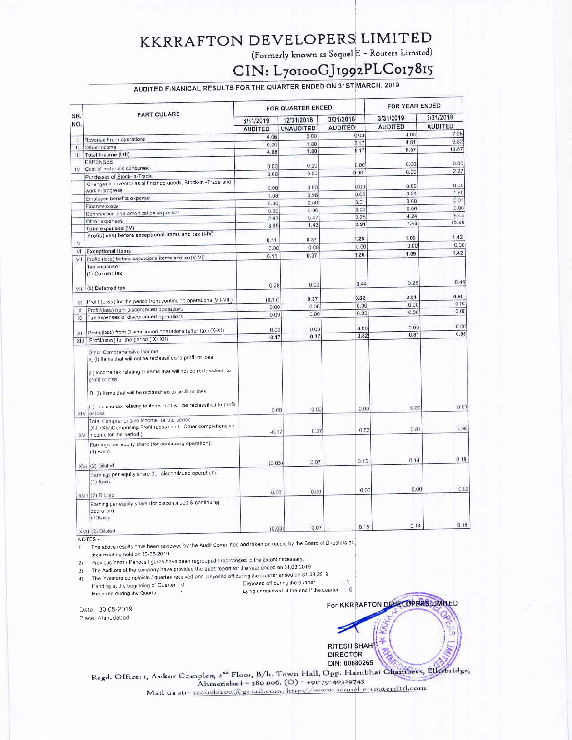# KKRRAFTON DEVELOPERS LIMITED

(Formerly known as Sequel E - Routers Limited)

## CIN: L70100GJ1992PLC017815

### AUDITED FINANICAL RESULTS FOR THE QUARTER ENDED ON 31ST MARCH, 2019

| SR. NO. | PARTICULARS | FOR QUARTER ENDED | | | FOR YEAR ENDED | |
|---|---|---|---|---|---|---|
| | | 3/31/2019 | 12/31/2018 | 3/31/2018 | 3/31/2019 | 3/31/2018 |
| | | AUDITED | UNAUDITED | AUDITED | AUDITED | AUDITED |
| I | Revenue From operations | 4.06 | 0.00 | 0.00 | 4.06 | 7.05 |
| II | Other Income | 0.00 | 1.80 | 5.17 | 4.51 | 6.82 |
| III | **Total Income (I+II)** | **4.06** | **1.80** | **5.17** | **8.57** | **13.87** |
| IV | **EXPENSES** | | | | | |
| | Cost of materials consumed | 0.00 | 0.00 | 0.00 | 0.00 | 0.00 |
| | Purchases of Stock-in-Trade | 0.00 | 0.00 | 0.00 | 0.00 | 2.27 |
| | Changes in inventories of finished goods, Stock-in -Trade and workin-progress | 0.00 | 0.00 | 0.00 | 0.00 | 0.00 |
| | Employee benefits expense | 1.08 | 0.96 | 0.65 | 3.24 | 1.69 |
| | Finance costs | 0.00 | 0.00 | 0.01 | 0.00 | 0.01 |
| | Depreciation and amortization expenses | 0.00 | 0.00 | 0.00 | 0.00 | 0.00 |
| | Other expenses | 2.87 | 0.47 | 3.25 | 4.24 | 8.48 |
| | **Total expenses (IV)** | **3.95** | **1.43** | **3.91** | **7.48** | **12.45** |
| V | **Profit/(loss) before exceptional items and tax (I-IV)** | **0.11** | **0.37** | **1.26** | **1.09** | **1.42** |
| VI | **Exceptional Items** | **0.00** | **0.00** | **0.00** | **0.00** | **0.00** |
| VII | Profit/ (loss) before exceptions items and tax(V-VI) | **0.11** | **0.37** | **1.26** | **1.09** | **1.42** |
| VIII | **Tax expense:** **(1) Current tax** **(2) Deferred tax** | 0.28 | 0.00 | 0.44 | 0.28 | 0.44 |
| IX | Profit (Loss) for the period from continuing operations (VII-VIII) | (0.17) | 0.37 | 0.82 | 0.81 | 0.98 |
| X | Profit/(loss) from discontinued operations | 0.00 | 0.00 | 0.00 | 0.00 | 0.00 |
| XI | Tax expenses of discontinued operations | 0.00 | 0.00 | 0.00 | 0.00 | 0.00 |
| XII | Profit/(loss) from Discontinued operations (after tax) (X-XI) | 0.00 | 0.00 | 0.00 | 0.00 | 0.00 |
| XIII | Profit/(loss) for the period (IX+XII) | -0.17 | 0.37 | 0.82 | 0.81 | 0.98 |
| XIV | Other Comprehensive Income<br>A. (i) Items that will not be reclassified to profit or loss<br>(ii) Income tax relating to items that will not be reclassified to profit or loss<br>B. (i) Items that will be reclassified to profit or loss<br>(ii) Income tax relating to items that will be reclassified to profit or loss | 0.00 | 0.00 | 0.00 | 0.00 | 0.00 |
| XV | Total Comprehensive Income for the period (XIII+XIV)Comprising Profit (Loss) and Other comprehensive Income for the period) | -0.17 | 0.37 | 0.82 | 0.81 | 0.98 |
| XVI | Earnings per equity share (for continuing operation):<br>(1) Basic<br>(2) Diluted | (0.03) | 0.07 | 0.15 | 0.14 | 0.18 |
| XVII | Earnings per equity share (for discontinued operation):<br>(1) Basic<br>(2) Diluted | 0.00 | 0.00 | 0.00 | 0.00 | 0.00 |
| XVIII | Earning per equity share (for discontinued & continuing operation)<br>(1)Basic<br>(2) Diluted | (0.03) | 0.07 | 0.15 | 0.14 | 0.18 |

NOTES:-

1) The above results have been reviewed by the Audit Committee and taken on record by the Board of Directors at their meeting held on 30-05-2019
2) Previous Year / Periods figures have been regrouped / rearranged to the extent necessary.
3) The Auditors of the company have provided the audit report for the year ended on 31.03.2019
4) The investors complaints / queries received and disposed off during the quarter ended on 31.03.2019

Pending at the beginning of Quarter : 0
Received during the Quarter : 1
Disposed off during the quarter : 1
Lying unresolved at the end if the quarter : 0

Date : 30-05-2019
Place: Ahmedabad

For KKRRAFTON DEVELOPERS LIMITED

RITESH SHAH
DIRECTOR
DIN: 00680265

Regd. Office: 1, Ankur Complex, 2nd Floor, B/h. Town Hall, Opp. Hasubhai Chambers, Ellisbridge, Ahmedabad - 380 006. (O) - +91-79-40329745
Mail us at:- sequeleroou@gmail.com, http://www.sequel-e-routersltd.com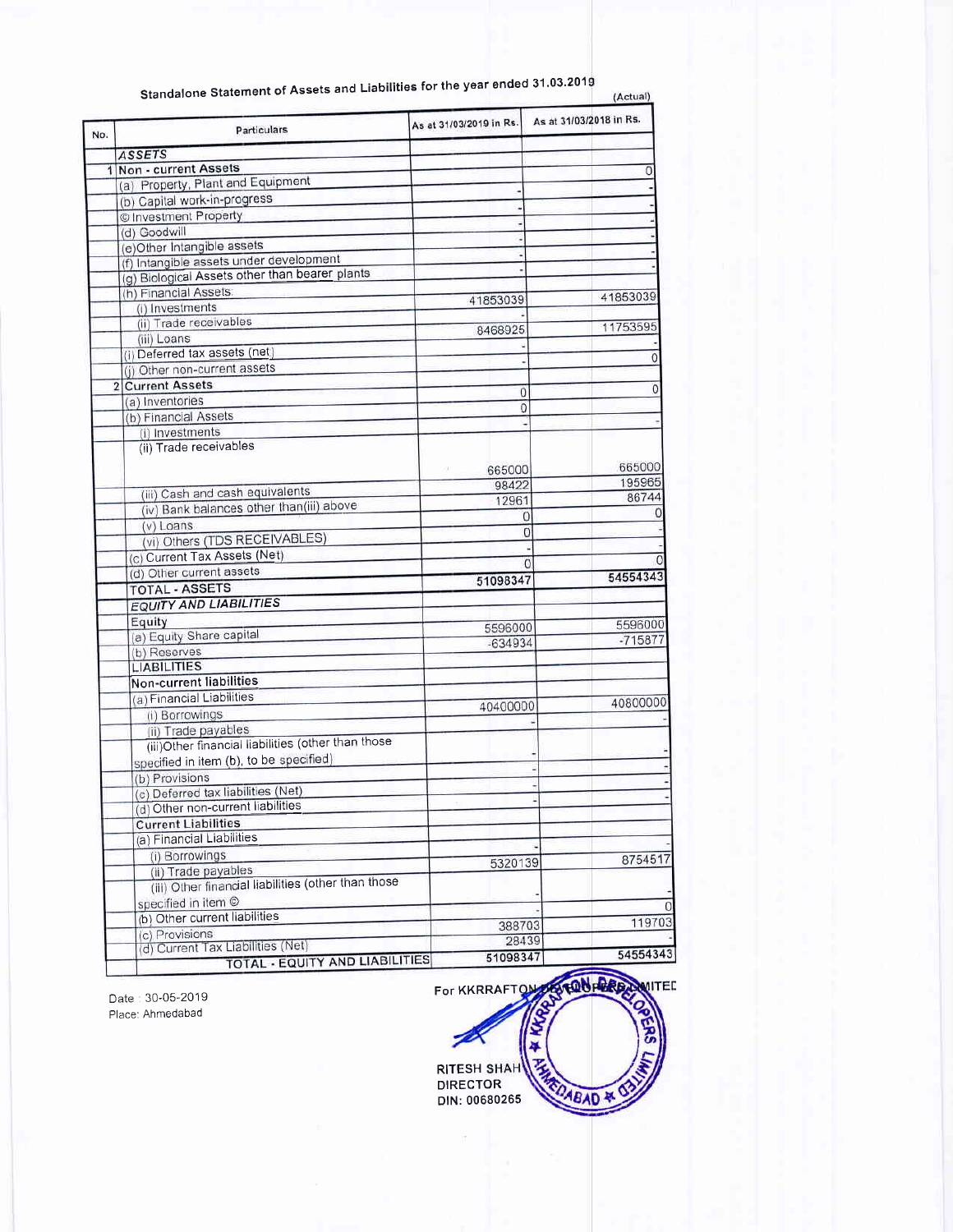## Standalone Statement of Assets and Liabilities for the year ended 31.03.2019

(Actual)

| No. | Particulars | As at 31/03/2019 in Rs. | As at 31/03/2018 in Rs. |
|---|---|---|---|
| | ***ASSETS*** | | |
| 1 | **Non - current Assets** | | |
| | (a) Property, Plant and Equipment | | 0 |
| | (b) Capital work-in-progress | - | - |
| | © Investment Property | - | - |
| | (d) Goodwill | - | - |
| | (e)Other Intangible assets | - | - |
| | (f) Intangible assets under development | - | - |
| | (g) Biological Assets other than bearer plants | - | - |
| | (h) Financial Assets: | | |
| | (i) Investments | 41853039 | 41853039 |
| | (ii) Trade receivables | - | |
| | (iii) Loans | 8468925 | 11753595 |
| | (i) Deferred tax assets (net) | - | - |
| | (j) Other non-current assets | - | 0 |
| 2 | **Current Assets** | | |
| | (a) Inventories | 0 | 0 |
| | (b) Financial Assets | 0 | |
| | (i) Investments | - | - |
| | (ii) Trade receivables | 665000 | 665000 |
| | (iii) Cash and cash equivalents | 98422 | 195965 |
| | (iv) Bank balances other than(iii) above | 12961 | 86744 |
| | (v) Loans | 0 | 0 |
| | (vi) Others (TDS RECEIVABLES) | 0 | - |
| | (c) Current Tax Assets (Net) | - | - |
| | (d) Other current assets | 0 | 0 |
| | **TOTAL - ASSETS** | **51098347** | **54554343** |
| | ***EQUITY AND LIABILITIES*** | | |
| | **Equity** | | |
| | (a) Equity Share capital | 5596000 | 5596000 |
| | (b) Reserves | -634934 | -715877 |
| | **LIABILITIES** | | |
| | **Non-current liabilities** | | |
| | (a) Financial Liabilities | | |
| | (i) Borrowings | 40400000 | 40800000 |
| | (ii) Trade payables | - | - |
| | (iii)Other financial liabilities (other than those specified in item (b), to be specified) | - | - |
| | (b) Provisions | - | - |
| | (c) Deferred tax liabilities (Net) | - | - |
| | (d) Other non-current liabilities | - | - |
| | **Current Liabilities** | | |
| | (a) Financial Liabilities | | |
| | (i) Borrowings | - | - |
| | (ii) Trade payables | 5320139 | 8754517 |
| | (iii) Other financial liabilities (other than those specified in item © | - | - |
| | (b) Other current liabilities | - | 0 |
| | (c) Provisions | 388703 | 119703 |
| | (d) Current Tax Liabilities (Net) | 28439 | - |
| | **TOTAL - EQUITY AND LIABILITIES** | **51098347** | **54554343** |

Date : 30-05-2019

Place: Ahmedabad

For KKRRAFTON DEVELOPERS LIMITED

RITESH SHAH
DIRECTOR
DIN: 00680265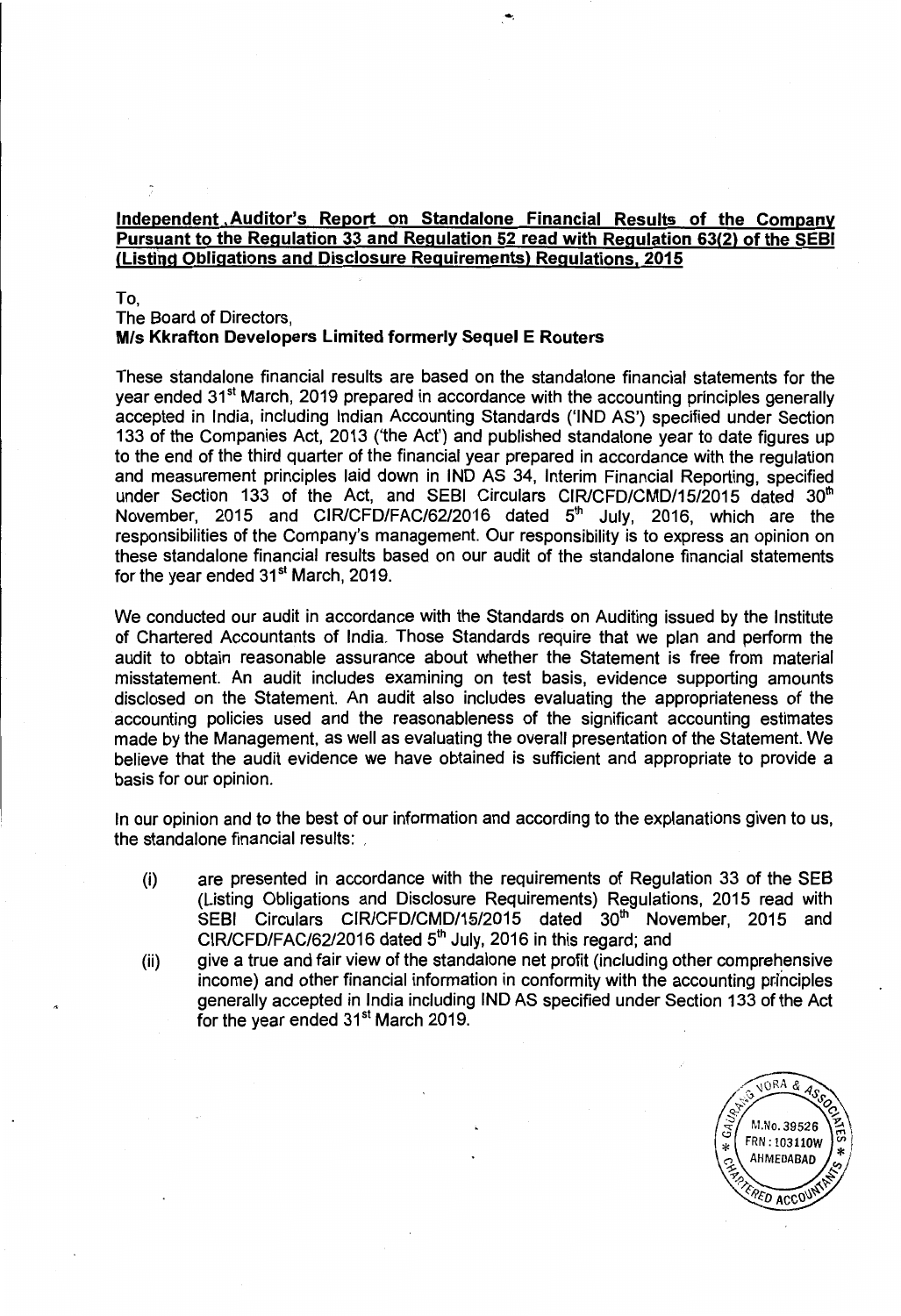**Independent Auditor's Report on Standalone Financial Results of the Company Pursuant to the Regulation 33 and Regulation 52 read with Regulation 63(2) of the SEBI (Listing Obligations and Disclosure Requirements) Regulations, 2015**

To,
The Board of Directors,
**M/s Kkrafton Developers Limited formerly Sequel E Routers**

These standalone financial results are based on the standalone financial statements for the year ended 31st March, 2019 prepared in accordance with the accounting principles generally accepted in India, including Indian Accounting Standards ('IND AS') specified under Section 133 of the Companies Act, 2013 ('the Act') and published standalone year to date figures up to the end of the third quarter of the financial year prepared in accordance with the regulation and measurement principles laid down in IND AS 34, Interim Financial Reporting, specified under Section 133 of the Act, and SEBI Circulars CIR/CFD/CMD/15/2015 dated 30th November, 2015 and CIR/CFD/FAC/62/2016 dated 5th July, 2016, which are the responsibilities of the Company's management. Our responsibility is to express an opinion on these standalone financial results based on our audit of the standalone financial statements for the year ended 31st March, 2019.

We conducted our audit in accordance with the Standards on Auditing issued by the Institute of Chartered Accountants of India. Those Standards require that we plan and perform the audit to obtain reasonable assurance about whether the Statement is free from material misstatement. An audit includes examining on test basis, evidence supporting amounts disclosed on the Statement. An audit also includes evaluating the appropriateness of the accounting policies used and the reasonableness of the significant accounting estimates made by the Management, as well as evaluating the overall presentation of the Statement. We believe that the audit evidence we have obtained is sufficient and appropriate to provide a basis for our opinion.

In our opinion and to the best of our information and according to the explanations given to us, the standalone financial results:

(i) are presented in accordance with the requirements of Regulation 33 of the SEB (Listing Obligations and Disclosure Requirements) Regulations, 2015 read with SEBI Circulars CIR/CFD/CMD/15/2015 dated 30th November, 2015 and CIR/CFD/FAC/62/2016 dated 5th July, 2016 in this regard; and

(ii) give a true and fair view of the standalone net profit (including other comprehensive income) and other financial information in conformity with the accounting principles generally accepted in India including IND AS specified under Section 133 of the Act for the year ended 31st March 2019.

GAURANG VORA & ASSOCIATES CHARTERED ACCOUNTANTS
M.No. 39526
FRN : 103110W
AHMEDABAD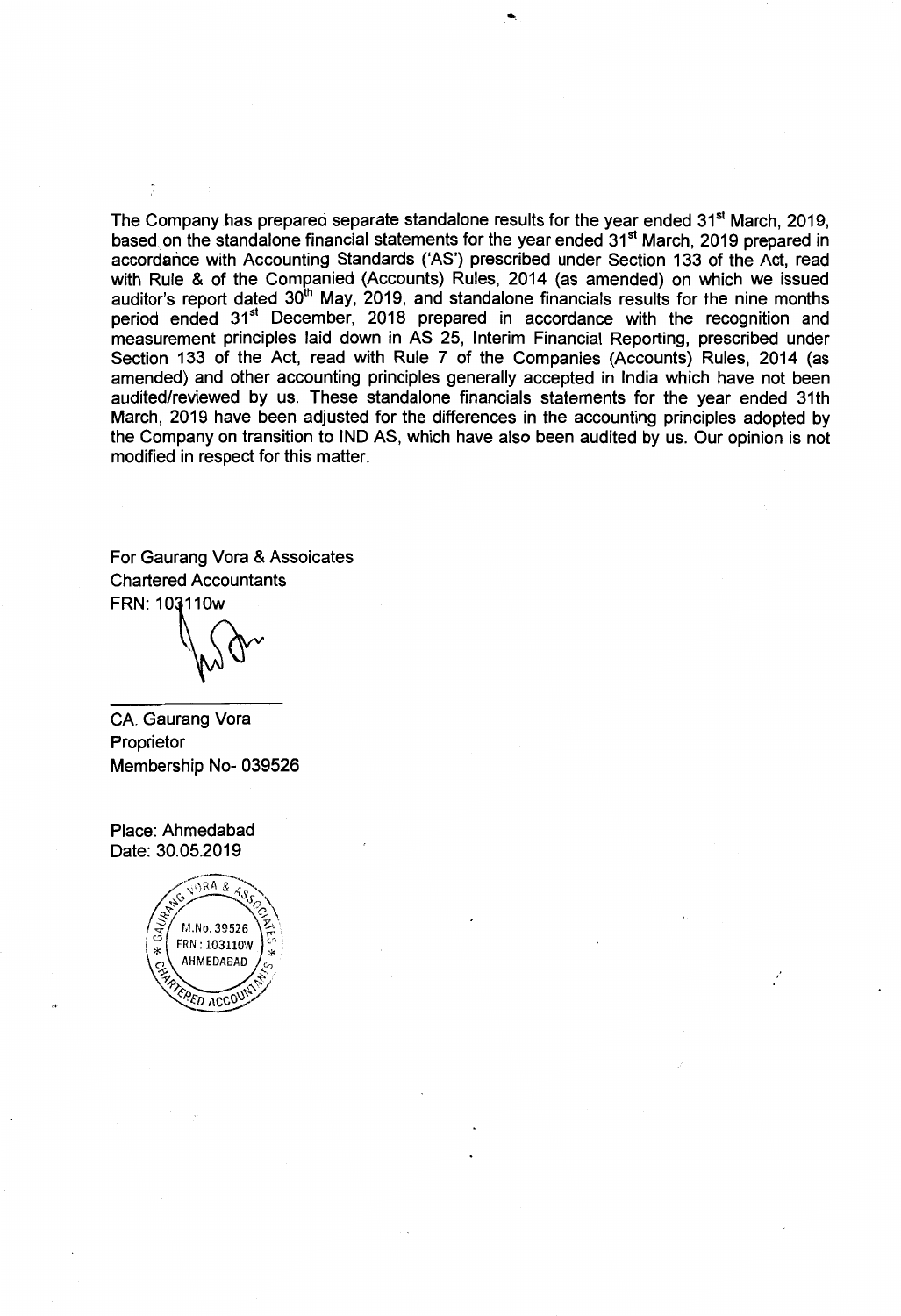The Company has prepared separate standalone results for the year ended 31st March, 2019, based on the standalone financial statements for the year ended 31st March, 2019 prepared in accordance with Accounting Standards ('AS') prescribed under Section 133 of the Act, read with Rule & of the Companied (Accounts) Rules, 2014 (as amended) on which we issued auditor's report dated 30th May, 2019, and standalone financials results for the nine months period ended 31st December, 2018 prepared in accordance with the recognition and measurement principles laid down in AS 25, Interim Financial Reporting, prescribed under Section 133 of the Act, read with Rule 7 of the Companies (Accounts) Rules, 2014 (as amended) and other accounting principles generally accepted in India which have not been audited/reviewed by us. These standalone financials statements for the year ended 31th March, 2019 have been adjusted for the differences in the accounting principles adopted by the Company on transition to IND AS, which have also been audited by us. Our opinion is not modified in respect for this matter.

For Gaurang Vora & Assoicates
Chartered Accountants
FRN: 103110w

CA. Gaurang Vora
Proprietor
Membership No- 039526

Place: Ahmedabad
Date: 30.05.2019

GAURANG VORA & ASSOCIATES
M.No. 39526
FRN: 103110W
AHMEDABAD
CHARTERED ACCOUNTANTS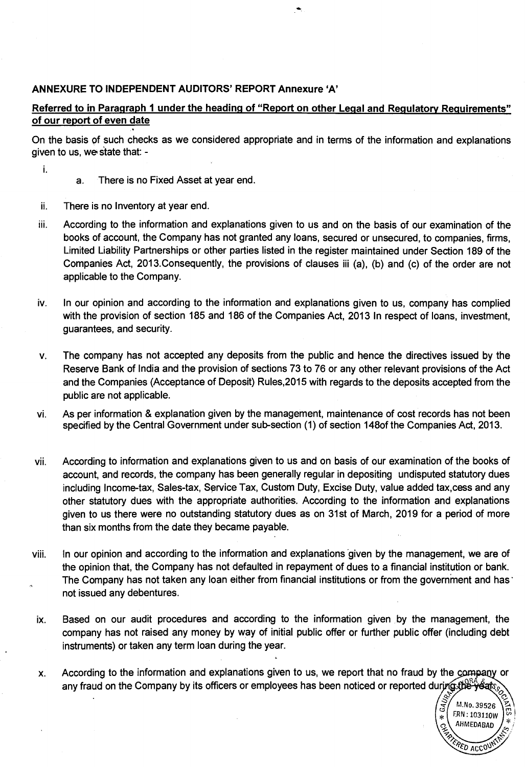**ANNEXURE TO INDEPENDENT AUDITORS' REPORT Annexure 'A'**

**Referred to in Paragraph 1 under the heading of "Report on other Legal and Regulatory Requirements" of our report of even date**

On the basis of such checks as we considered appropriate and in terms of the information and explanations given to us, we state that: -

i.
   a. There is no Fixed Asset at year end.

ii. There is no Inventory at year end.

iii. According to the information and explanations given to us and on the basis of our examination of the books of account, the Company has not granted any loans, secured or unsecured, to companies, firms, Limited Liability Partnerships or other parties listed in the register maintained under Section 189 of the Companies Act, 2013.Consequently, the provisions of clauses iii (a), (b) and (c) of the order are not applicable to the Company.

iv. In our opinion and according to the information and explanations given to us, company has complied with the provision of section 185 and 186 of the Companies Act, 2013 In respect of loans, investment, guarantees, and security.

v. The company has not accepted any deposits from the public and hence the directives issued by the Reserve Bank of India and the provision of sections 73 to 76 or any other relevant provisions of the Act and the Companies (Acceptance of Deposit) Rules,2015 with regards to the deposits accepted from the public are not applicable.

vi. As per information & explanation given by the management, maintenance of cost records has not been specified by the Central Government under sub-section (1) of section 148of the Companies Act, 2013.

vii. According to information and explanations given to us and on basis of our examination of the books of account, and records, the company has been generally regular in depositing undisputed statutory dues including Income-tax, Sales-tax, Service Tax, Custom Duty, Excise Duty, value added tax,cess and any other statutory dues with the appropriate authorities. According to the information and explanations given to us there were no outstanding statutory dues as on 31st of March, 2019 for a period of more than six months from the date they became payable.

viii. In our opinion and according to the information and explanations given by the management, we are of the opinion that, the Company has not defaulted in repayment of dues to a financial institution or bank. The Company has not taken any loan either from financial institutions or from the government and has not issued any debentures.

ix. Based on our audit procedures and according to the information given by the management, the company has not raised any money by way of initial public offer or further public offer (including debt instruments) or taken any term loan during the year.

x. According to the information and explanations given to us, we report that no fraud by the company or any fraud on the Company by its officers or employees has been noticed or reported during the year.

M.No. 39526
FRN : 103110W
AHMEDABAD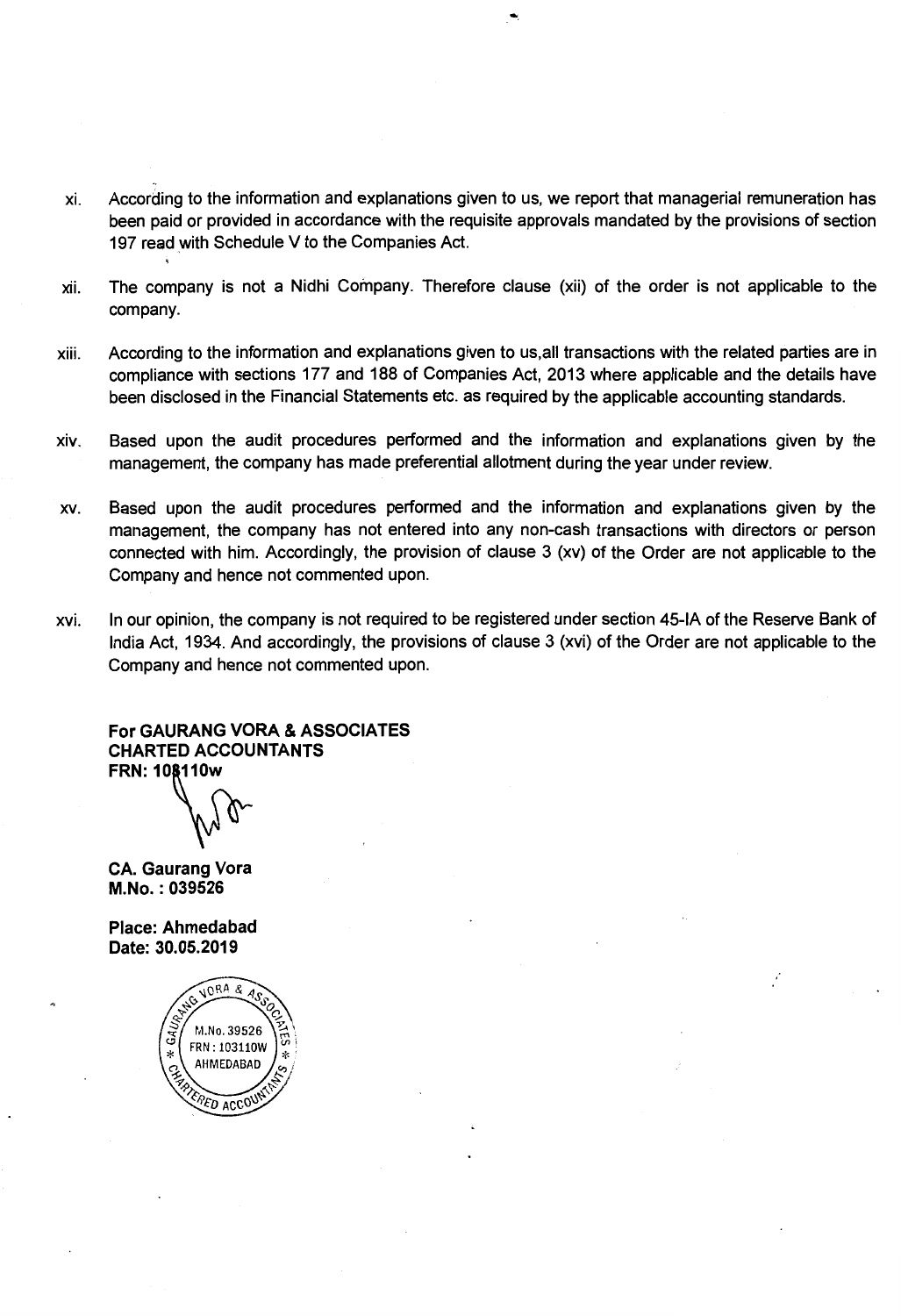xi. According to the information and explanations given to us, we report that managerial remuneration has been paid or provided in accordance with the requisite approvals mandated by the provisions of section 197 read with Schedule V to the Companies Act.

xii. The company is not a Nidhi Company. Therefore clause (xii) of the order is not applicable to the company.

xiii. According to the information and explanations given to us,all transactions with the related parties are in compliance with sections 177 and 188 of Companies Act, 2013 where applicable and the details have been disclosed in the Financial Statements etc. as required by the applicable accounting standards.

xiv. Based upon the audit procedures performed and the information and explanations given by the management, the company has made preferential allotment during the year under review.

xv. Based upon the audit procedures performed and the information and explanations given by the management, the company has not entered into any non-cash transactions with directors or person connected with him. Accordingly, the provision of clause 3 (xv) of the Order are not applicable to the Company and hence not commented upon.

xvi. In our opinion, the company is not required to be registered under section 45-IA of the Reserve Bank of India Act, 1934. And accordingly, the provisions of clause 3 (xvi) of the Order are not applicable to the Company and hence not commented upon.

**For GAURANG VORA & ASSOCIATES**
**CHARTED ACCOUNTANTS**
**FRN: 108110w**

**CA. Gaurang Vora**
**M.No. : 039526**

**Place: Ahmedabad**
**Date: 30.05.2019**

GAURANG VORA & ASSOCIATES
M.No. 39526
FRN : 103110W
AHMEDABAD
CHARTERED ACCOUNTANTS